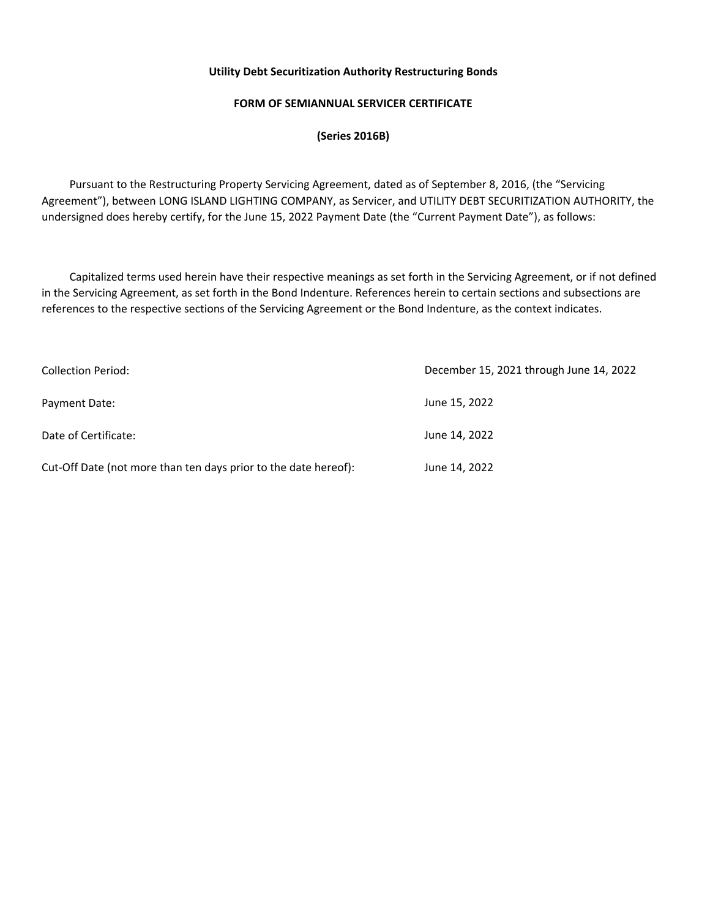**Utility Debt Securitization Authority Restructuring Bonds**

**FORM OF SEMIANNUAL SERVICER CERTIFICATE**

**(Series 2016B)**

Pursuant to the Restructuring Property Servicing Agreement, dated as of September 8, 2016, (the "Servicing Agreement"), between LONG ISLAND LIGHTING COMPANY, as Servicer, and UTILITY DEBT SECURITIZATION AUTHORITY, the undersigned does hereby certify, for the June 15, 2022 Payment Date (the "Current Payment Date"), as follows:

Capitalized terms used herein have their respective meanings as set forth in the Servicing Agreement, or if not defined in the Servicing Agreement, as set forth in the Bond Indenture. References herein to certain sections and subsections are references to the respective sections of the Servicing Agreement or the Bond Indenture, as the context indicates.

| | |
|---|---|
| Collection Period: | December 15, 2021 through June 14, 2022 |
| Payment Date: | June 15, 2022 |
| Date of Certificate: | June 14, 2022 |
| Cut-Off Date (not more than ten days prior to the date hereof): | June 14, 2022 |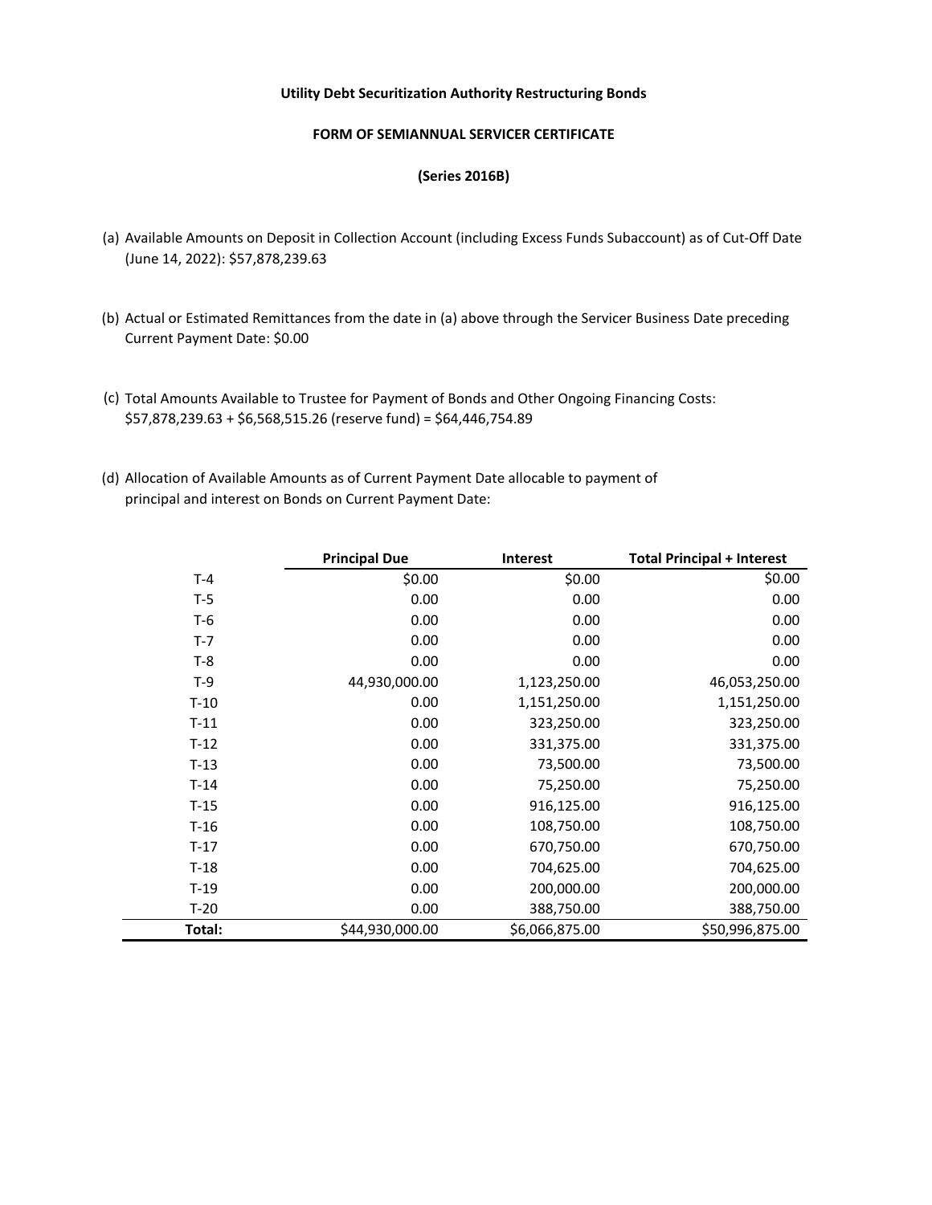**Utility Debt Securitization Authority Restructuring Bonds**

**FORM OF SEMIANNUAL SERVICER CERTIFICATE**

**(Series 2016B)**

(a) Available Amounts on Deposit in Collection Account (including Excess Funds Subaccount) as of Cut-Off Date (June 14, 2022): $57,878,239.63

(b) Actual or Estimated Remittances from the date in (a) above through the Servicer Business Date preceding Current Payment Date: $0.00

(c) Total Amounts Available to Trustee for Payment of Bonds and Other Ongoing Financing Costs: $57,878,239.63 + $6,568,515.26 (reserve fund) = $64,446,754.89

(d) Allocation of Available Amounts as of Current Payment Date allocable to payment of principal and interest on Bonds on Current Payment Date:

| | Principal Due | Interest | Total Principal + Interest |
|---|---:|---:|---:|
| T-4 | $0.00 | $0.00 | $0.00 |
| T-5 | 0.00 | 0.00 | 0.00 |
| T-6 | 0.00 | 0.00 | 0.00 |
| T-7 | 0.00 | 0.00 | 0.00 |
| T-8 | 0.00 | 0.00 | 0.00 |
| T-9 | 44,930,000.00 | 1,123,250.00 | 46,053,250.00 |
| T-10 | 0.00 | 1,151,250.00 | 1,151,250.00 |
| T-11 | 0.00 | 323,250.00 | 323,250.00 |
| T-12 | 0.00 | 331,375.00 | 331,375.00 |
| T-13 | 0.00 | 73,500.00 | 73,500.00 |
| T-14 | 0.00 | 75,250.00 | 75,250.00 |
| T-15 | 0.00 | 916,125.00 | 916,125.00 |
| T-16 | 0.00 | 108,750.00 | 108,750.00 |
| T-17 | 0.00 | 670,750.00 | 670,750.00 |
| T-18 | 0.00 | 704,625.00 | 704,625.00 |
| T-19 | 0.00 | 200,000.00 | 200,000.00 |
| T-20 | 0.00 | 388,750.00 | 388,750.00 |
| **Total:** | $44,930,000.00 | $6,066,875.00 | $50,996,875.00 |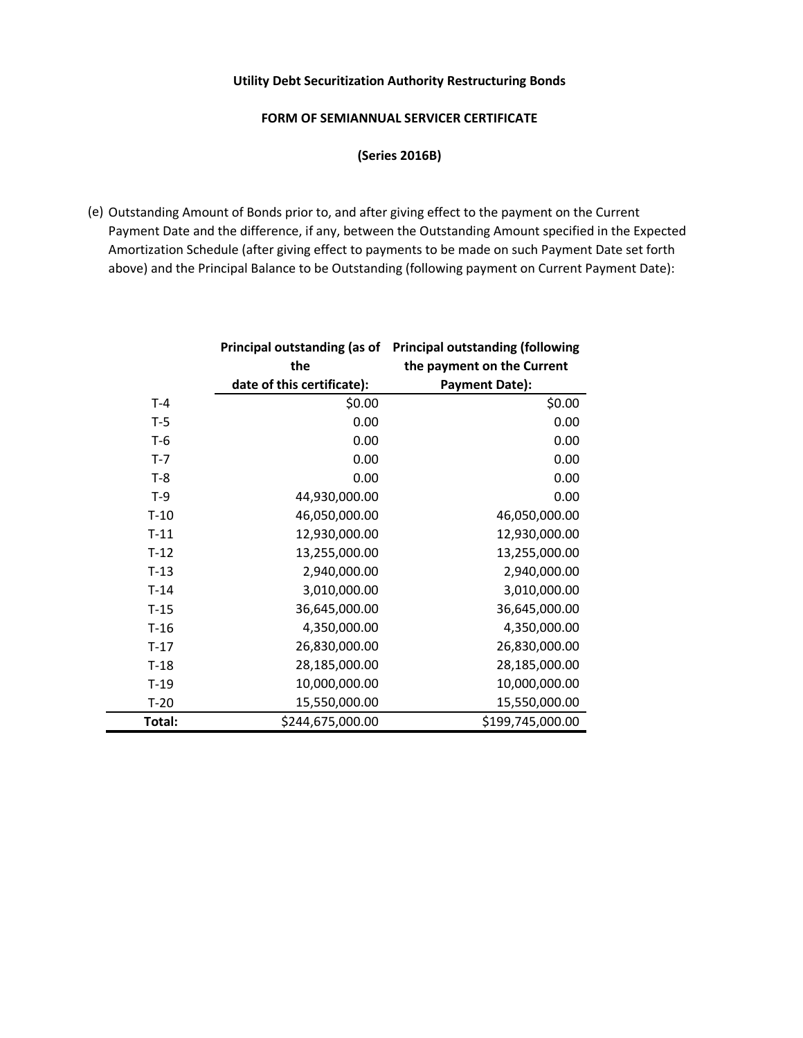**Utility Debt Securitization Authority Restructuring Bonds**

**FORM OF SEMIANNUAL SERVICER CERTIFICATE**

**(Series 2016B)**

(e) Outstanding Amount of Bonds prior to, and after giving effect to the payment on the Current Payment Date and the difference, if any, between the Outstanding Amount specified in the Expected Amortization Schedule (after giving effect to payments to be made on such Payment Date set forth above) and the Principal Balance to be Outstanding (following payment on Current Payment Date):

| | **Principal outstanding (as of the date of this certificate):** | **Principal outstanding (following the payment on the Current Payment Date):** |
|---|---:|---:|
| T-4 | $0.00 | $0.00 |
| T-5 | 0.00 | 0.00 |
| T-6 | 0.00 | 0.00 |
| T-7 | 0.00 | 0.00 |
| T-8 | 0.00 | 0.00 |
| T-9 | 44,930,000.00 | 0.00 |
| T-10 | 46,050,000.00 | 46,050,000.00 |
| T-11 | 12,930,000.00 | 12,930,000.00 |
| T-12 | 13,255,000.00 | 13,255,000.00 |
| T-13 | 2,940,000.00 | 2,940,000.00 |
| T-14 | 3,010,000.00 | 3,010,000.00 |
| T-15 | 36,645,000.00 | 36,645,000.00 |
| T-16 | 4,350,000.00 | 4,350,000.00 |
| T-17 | 26,830,000.00 | 26,830,000.00 |
| T-18 | 28,185,000.00 | 28,185,000.00 |
| T-19 | 10,000,000.00 | 10,000,000.00 |
| T-20 | 15,550,000.00 | 15,550,000.00 |
| **Total:** | $244,675,000.00 | $199,745,000.00 |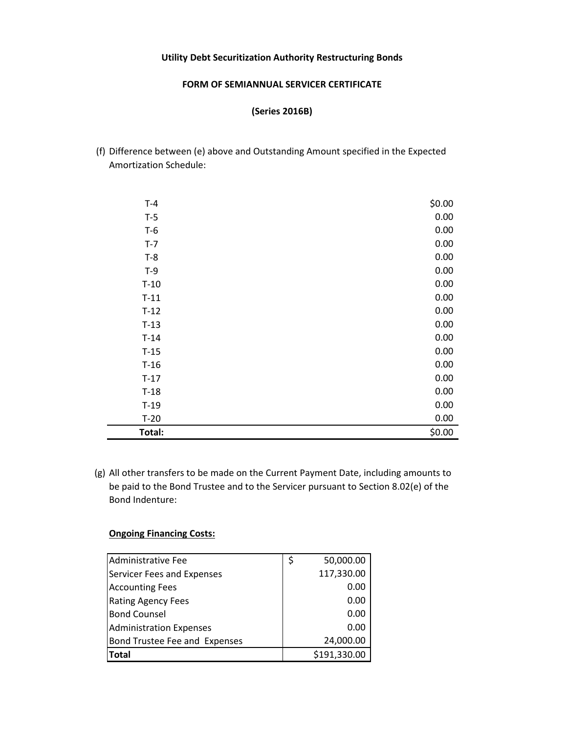**Utility Debt Securitization Authority Restructuring Bonds**

**FORM OF SEMIANNUAL SERVICER CERTIFICATE**

**(Series 2016B)**

(f) Difference between (e) above and Outstanding Amount specified in the Expected Amortization Schedule:

| | |
|---|---:|
| T-4 | $0.00 |
| T-5 | 0.00 |
| T-6 | 0.00 |
| T-7 | 0.00 |
| T-8 | 0.00 |
| T-9 | 0.00 |
| T-10 | 0.00 |
| T-11 | 0.00 |
| T-12 | 0.00 |
| T-13 | 0.00 |
| T-14 | 0.00 |
| T-15 | 0.00 |
| T-16 | 0.00 |
| T-17 | 0.00 |
| T-18 | 0.00 |
| T-19 | 0.00 |
| T-20 | 0.00 |
| **Total:** | $0.00 |

(g) All other transfers to be made on the Current Payment Date, including amounts to be paid to the Bond Trustee and to the Servicer pursuant to Section 8.02(e) of the Bond Indenture:

**Ongoing Financing Costs:**

| | |
|---|---:|
| Administrative Fee | $ 50,000.00 |
| Servicer Fees and Expenses | 117,330.00 |
| Accounting Fees | 0.00 |
| Rating Agency Fees | 0.00 |
| Bond Counsel | 0.00 |
| Administration Expenses | 0.00 |
| Bond Trustee Fee and Expenses | 24,000.00 |
| **Total** | $191,330.00 |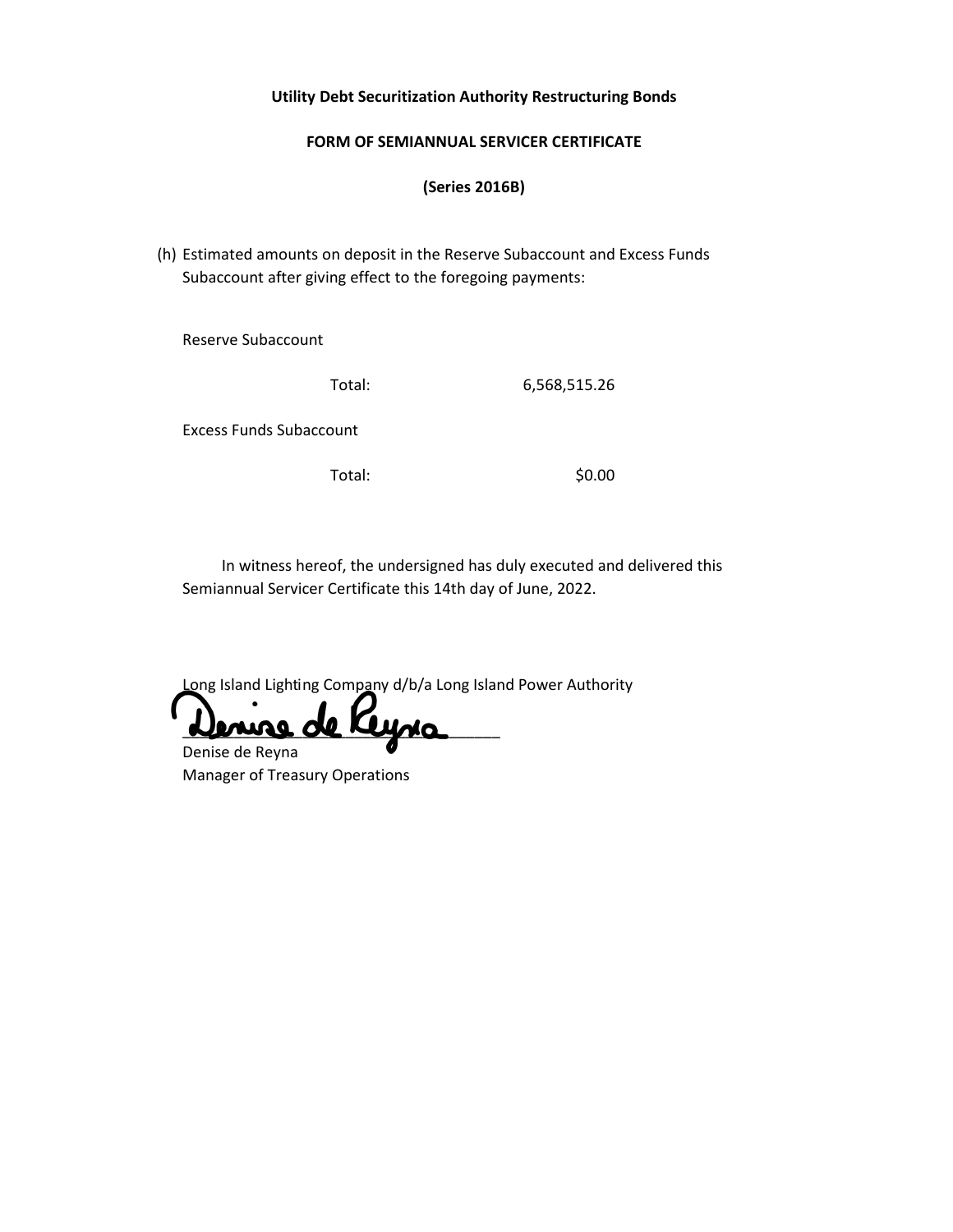**Utility Debt Securitization Authority Restructuring Bonds**

**FORM OF SEMIANNUAL SERVICER CERTIFICATE**

**(Series 2016B)**

(h) Estimated amounts on deposit in the Reserve Subaccount and Excess Funds Subaccount after giving effect to the foregoing payments:

Reserve Subaccount

| | |
|---|---|
| Total: | 6,568,515.26 |

Excess Funds Subaccount

| | |
|---|---|
| Total: | $0.00 |

In witness hereof, the undersigned has duly executed and delivered this Semiannual Servicer Certificate this 14th day of June, 2022.

Long Island Lighting Company d/b/a Long Island Power Authority

Denise de Reyna

Denise de Reyna
Manager of Treasury Operations